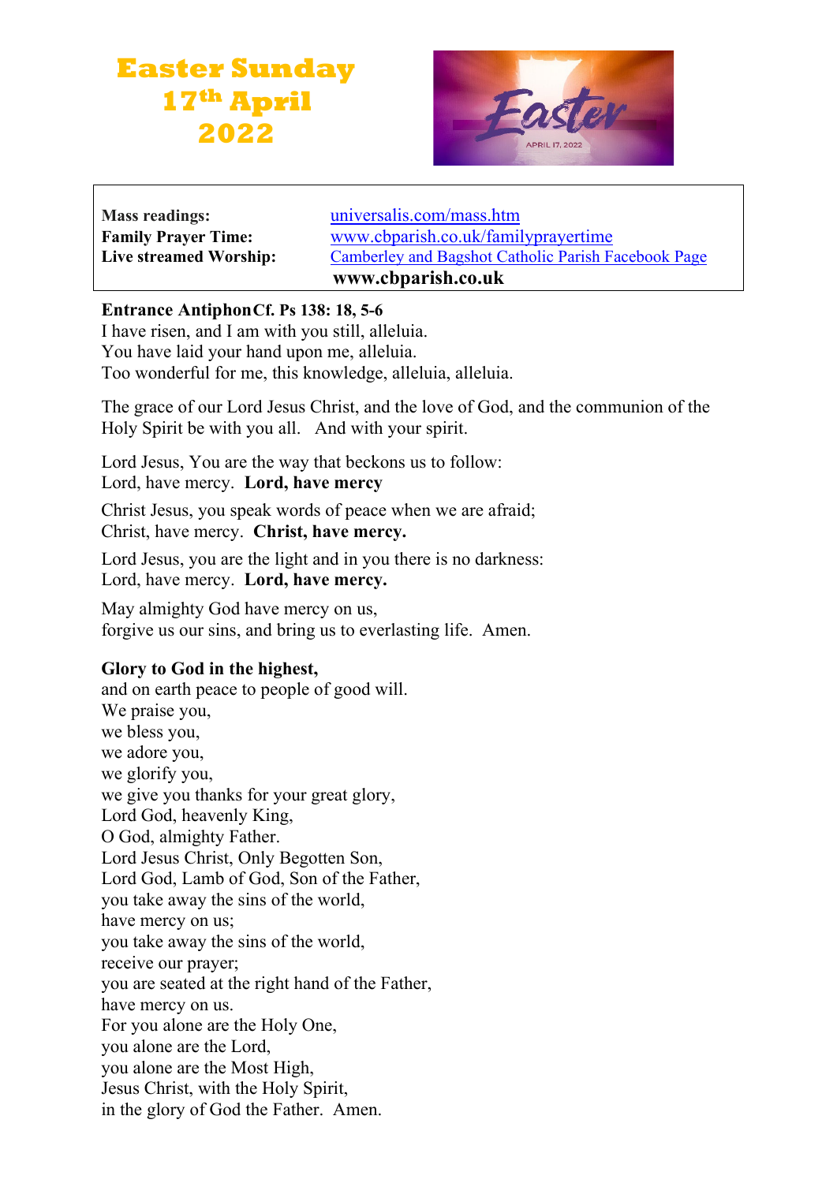# Easter Sunday 17th April 2022

| | |
|---|---|
| **Mass readings:** | universalis.com/mass.htm |
| **Family Prayer Time:** | www.cbparish.co.uk/familyprayertime |
| **Live streamed Worship:** | Camberley and Bagshot Catholic Parish Facebook Page |
| | **www.cbparish.co.uk** |

**Entrance Antiphon Cf. Ps 138: 18, 5-6**
I have risen, and I am with you still, alleluia.
You have laid your hand upon me, alleluia.
Too wonderful for me, this knowledge, alleluia, alleluia.

The grace of our Lord Jesus Christ, and the love of God, and the communion of the Holy Spirit be with you all. And with your spirit.

Lord Jesus, You are the way that beckons us to follow:
Lord, have mercy. **Lord, have mercy**

Christ Jesus, you speak words of peace when we are afraid;
Christ, have mercy. **Christ, have mercy.**

Lord Jesus, you are the light and in you there is no darkness:
Lord, have mercy. **Lord, have mercy.**

May almighty God have mercy on us,
forgive us our sins, and bring us to everlasting life. Amen.

**Glory to God in the highest,**
and on earth peace to people of good will.
We praise you,
we bless you,
we adore you,
we glorify you,
we give you thanks for your great glory,
Lord God, heavenly King,
O God, almighty Father.
Lord Jesus Christ, Only Begotten Son,
Lord God, Lamb of God, Son of the Father,
you take away the sins of the world,
have mercy on us;
you take away the sins of the world,
receive our prayer;
you are seated at the right hand of the Father,
have mercy on us.
For you alone are the Holy One,
you alone are the Lord,
you alone are the Most High,
Jesus Christ, with the Holy Spirit,
in the glory of God the Father. Amen.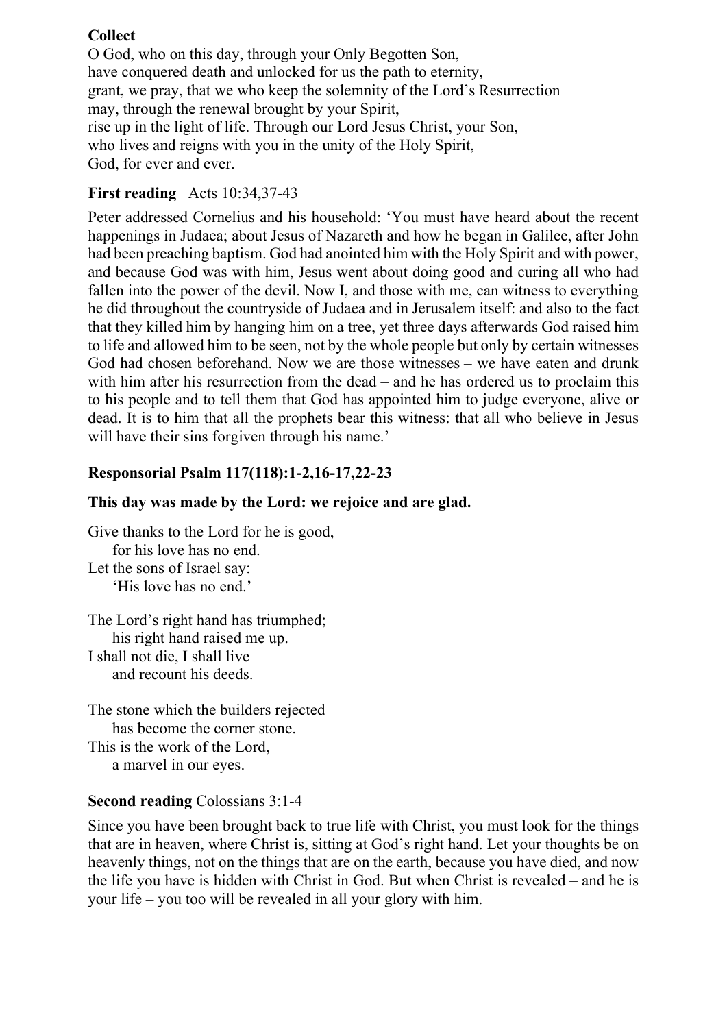**Collect**

O God, who on this day, through your Only Begotten Son,
have conquered death and unlocked for us the path to eternity,
grant, we pray, that we who keep the solemnity of the Lord's Resurrection
may, through the renewal brought by your Spirit,
rise up in the light of life. Through our Lord Jesus Christ, your Son,
who lives and reigns with you in the unity of the Holy Spirit,
God, for ever and ever.

**First reading** Acts 10:34,37-43

Peter addressed Cornelius and his household: 'You must have heard about the recent happenings in Judaea; about Jesus of Nazareth and how he began in Galilee, after John had been preaching baptism. God had anointed him with the Holy Spirit and with power, and because God was with him, Jesus went about doing good and curing all who had fallen into the power of the devil. Now I, and those with me, can witness to everything he did throughout the countryside of Judaea and in Jerusalem itself: and also to the fact that they killed him by hanging him on a tree, yet three days afterwards God raised him to life and allowed him to be seen, not by the whole people but only by certain witnesses God had chosen beforehand. Now we are those witnesses – we have eaten and drunk with him after his resurrection from the dead – and he has ordered us to proclaim this to his people and to tell them that God has appointed him to judge everyone, alive or dead. It is to him that all the prophets bear this witness: that all who believe in Jesus will have their sins forgiven through his name.'

**Responsorial Psalm 117(118):1-2,16-17,22-23**

**This day was made by the Lord: we rejoice and are glad.**

Give thanks to the Lord for he is good,
    for his love has no end.
Let the sons of Israel say:
    'His love has no end.'

The Lord's right hand has triumphed;
    his right hand raised me up.
I shall not die, I shall live
    and recount his deeds.

The stone which the builders rejected
    has become the corner stone.
This is the work of the Lord,
    a marvel in our eyes.

**Second reading** Colossians 3:1-4

Since you have been brought back to true life with Christ, you must look for the things that are in heaven, where Christ is, sitting at God's right hand. Let your thoughts be on heavenly things, not on the things that are on the earth, because you have died, and now the life you have is hidden with Christ in God. But when Christ is revealed – and he is your life – you too will be revealed in all your glory with him.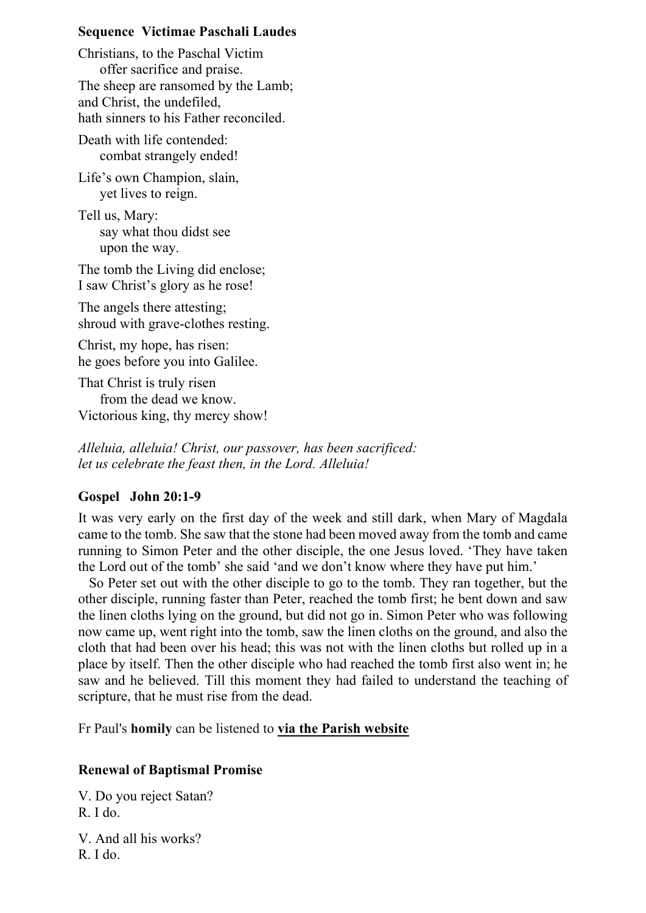**Sequence  Victimae Paschali Laudes**

Christians, to the Paschal Victim
offer sacrifice and praise.
The sheep are ransomed by the Lamb;
and Christ, the undefiled,
hath sinners to his Father reconciled.

Death with life contended:
combat strangely ended!

Life's own Champion, slain,
yet lives to reign.

Tell us, Mary:
say what thou didst see
upon the way.

The tomb the Living did enclose;
I saw Christ's glory as he rose!

The angels there attesting;
shroud with grave-clothes resting.

Christ, my hope, has risen:
he goes before you into Galilee.

That Christ is truly risen
from the dead we know.
Victorious king, thy mercy show!

*Alleluia, alleluia! Christ, our passover, has been sacrificed:*
*let us celebrate the feast then, in the Lord. Alleluia!*

**Gospel   John 20:1-9**

It was very early on the first day of the week and still dark, when Mary of Magdala came to the tomb. She saw that the stone had been moved away from the tomb and came running to Simon Peter and the other disciple, the one Jesus loved. 'They have taken the Lord out of the tomb' she said 'and we don't know where they have put him.'

So Peter set out with the other disciple to go to the tomb. They ran together, but the other disciple, running faster than Peter, reached the tomb first; he bent down and saw the linen cloths lying on the ground, but did not go in. Simon Peter who was following now came up, went right into the tomb, saw the linen cloths on the ground, and also the cloth that had been over his head; this was not with the linen cloths but rolled up in a place by itself. Then the other disciple who had reached the tomb first also went in; he saw and he believed. Till this moment they had failed to understand the teaching of scripture, that he must rise from the dead.

Fr Paul's **homily** can be listened to **via the Parish website**

**Renewal of Baptismal Promise**

V. Do you reject Satan?
R. I do.

V. And all his works?
R. I do.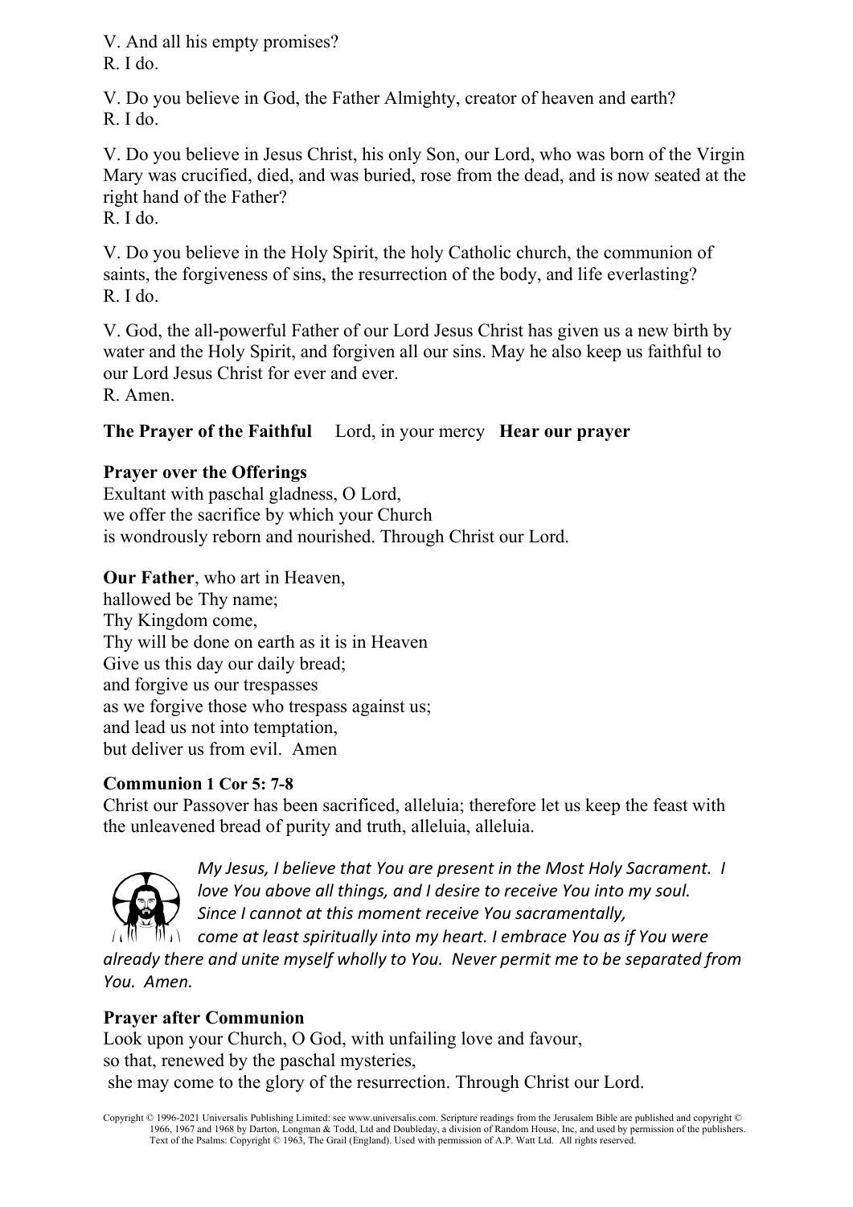V. And all his empty promises?
R. I do.

V. Do you believe in God, the Father Almighty, creator of heaven and earth?
R. I do.

V. Do you believe in Jesus Christ, his only Son, our Lord, who was born of the Virgin Mary was crucified, died, and was buried, rose from the dead, and is now seated at the right hand of the Father?
R. I do.

V. Do you believe in the Holy Spirit, the holy Catholic church, the communion of saints, the forgiveness of sins, the resurrection of the body, and life everlasting?
R. I do.

V. God, the all-powerful Father of our Lord Jesus Christ has given us a new birth by water and the Holy Spirit, and forgiven all our sins. May he also keep us faithful to our Lord Jesus Christ for ever and ever.
R. Amen.

**The Prayer of the Faithful** Lord, in your mercy **Hear our prayer**

**Prayer over the Offerings**
Exultant with paschal gladness, O Lord,
we offer the sacrifice by which your Church
is wondrously reborn and nourished. Through Christ our Lord.

**Our Father**, who art in Heaven,
hallowed be Thy name;
Thy Kingdom come,
Thy will be done on earth as it is in Heaven
Give us this day our daily bread;
and forgive us our trespasses
as we forgive those who trespass against us;
and lead us not into temptation,
but deliver us from evil. Amen

**Communion 1 Cor 5: 7-8**
Christ our Passover has been sacrificed, alleluia; therefore let us keep the feast with the unleavened bread of purity and truth, alleluia, alleluia.

*My Jesus, I believe that You are present in the Most Holy Sacrament. I love You above all things, and I desire to receive You into my soul. Since I cannot at this moment receive You sacramentally, come at least spiritually into my heart. I embrace You as if You were already there and unite myself wholly to You. Never permit me to be separated from You. Amen.*

**Prayer after Communion**
Look upon your Church, O God, with unfailing love and favour,
so that, renewed by the paschal mysteries,
she may come to the glory of the resurrection. Through Christ our Lord.

Copyright © 1996-2021 Universalis Publishing Limited: see www.universalis.com. Scripture readings from the Jerusalem Bible are published and copyright © 1966, 1967 and 1968 by Darton, Longman & Todd, Ltd and Doubleday, a division of Random House, Inc, and used by permission of the publishers. Text of the Psalms: Copyright © 1963, The Grail (England). Used with permission of A.P. Watt Ltd. All rights reserved.